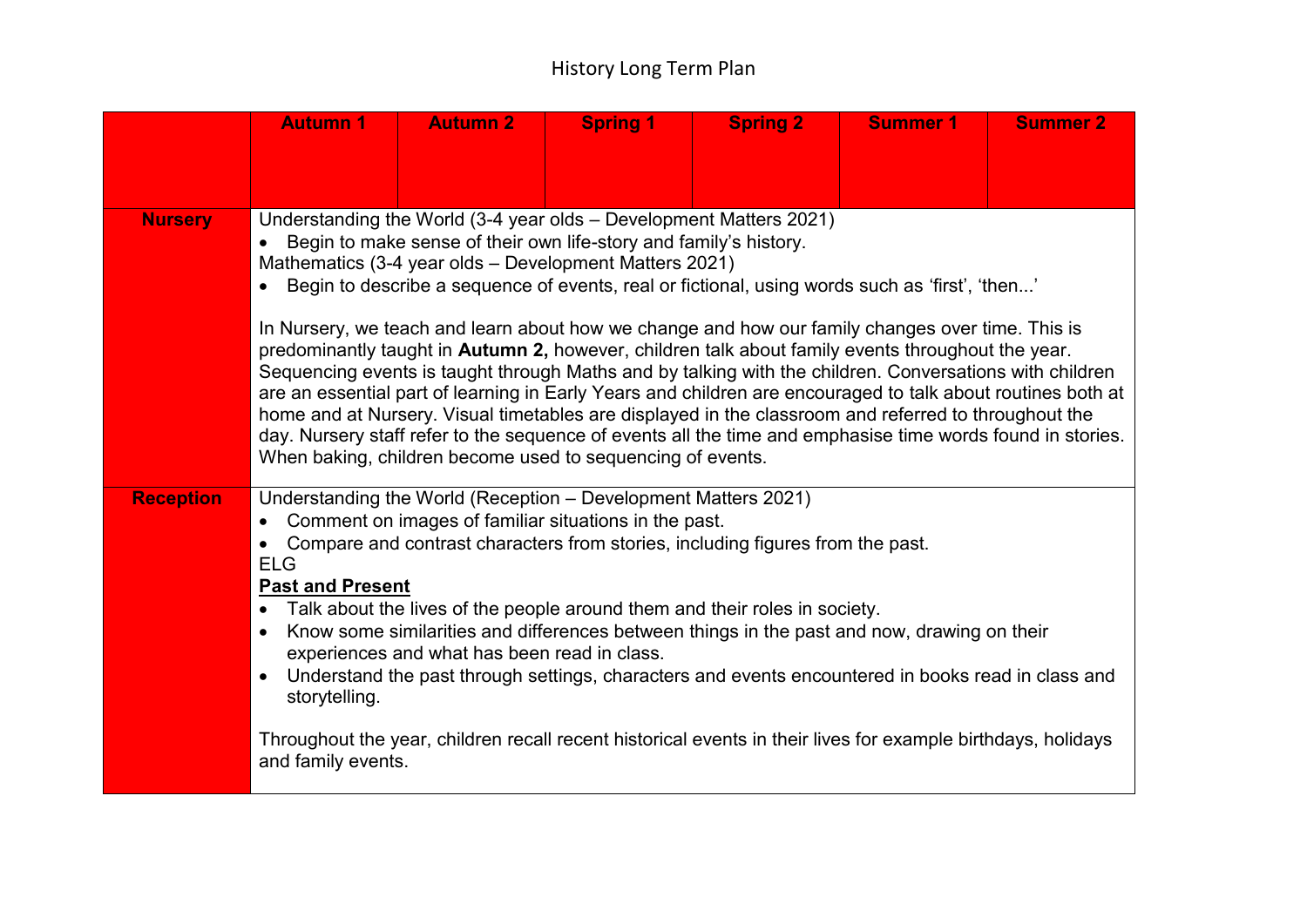# History Long Term Plan

| | Autumn 1 | Autumn 2 | Spring 1 | Spring 2 | Summer 1 | Summer 2 |
|---|---|---|---|---|---|---|
| **Nursery** | Understanding the World (3-4 year olds – Development Matters 2021)<br>• Begin to make sense of their own life-story and family's history.<br>Mathematics (3-4 year olds – Development Matters 2021)<br>• Begin to describe a sequence of events, real or fictional, using words such as 'first', 'then...'<br><br>In Nursery, we teach and learn about how we change and how our family changes over time. This is predominantly taught in **Autumn 2,** however, children talk about family events throughout the year. Sequencing events is taught through Maths and by talking with the children. Conversations with children are an essential part of learning in Early Years and children are encouraged to talk about routines both at home and at Nursery. Visual timetables are displayed in the classroom and referred to throughout the day. Nursery staff refer to the sequence of events all the time and emphasise time words found in stories. When baking, children become used to sequencing of events. | | | | | |
| **Reception** | Understanding the World (Reception – Development Matters 2021)<br>• Comment on images of familiar situations in the past.<br>• Compare and contrast characters from stories, including figures from the past.<br>ELG<br>**Past and Present**<br>• Talk about the lives of the people around them and their roles in society.<br>• Know some similarities and differences between things in the past and now, drawing on their experiences and what has been read in class.<br>• Understand the past through settings, characters and events encountered in books read in class and storytelling.<br><br>Throughout the year, children recall recent historical events in their lives for example birthdays, holidays and family events. | | | | | |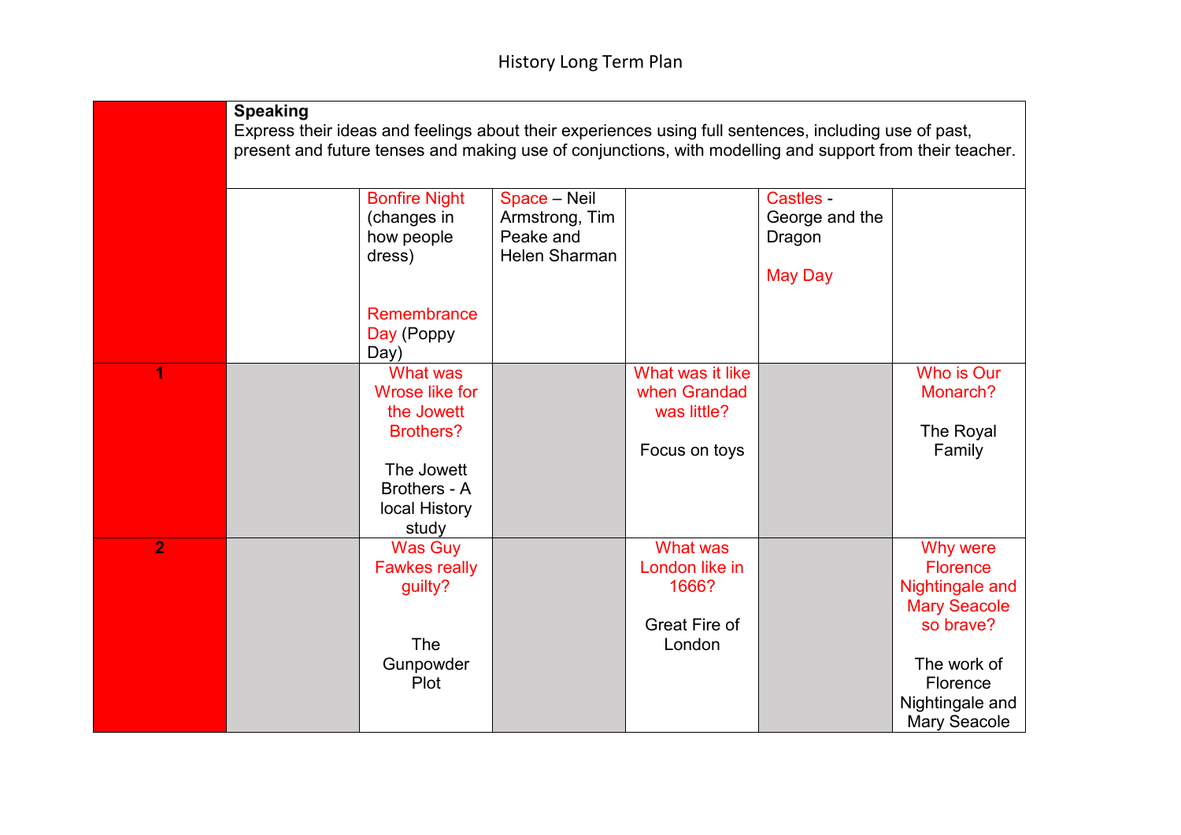# History Long Term Plan

| | | | | | | |
|---|---|---|---|---|---|---|
| | **Speaking** Express their ideas and feelings about their experiences using full sentences, including use of past, present and future tenses and making use of conjunctions, with modelling and support from their teacher. | | | | | |
| | | Bonfire Night (changes in how people dress)<br><br>Remembrance Day (Poppy Day) | Space – Neil Armstrong, Tim Peake and Helen Sharman | | Castles - George and the Dragon<br><br>May Day | |
| **1** | | What was Wrose like for the Jowett Brothers?<br><br>The Jowett Brothers - A local History study | | What was it like when Grandad was little?<br><br>Focus on toys | | Who is Our Monarch?<br><br>The Royal Family |
| **2** | | Was Guy Fawkes really guilty?<br><br>The Gunpowder Plot | | What was London like in 1666?<br><br>Great Fire of London | | Why were Florence Nightingale and Mary Seacole so brave?<br><br>The work of Florence Nightingale and Mary Seacole |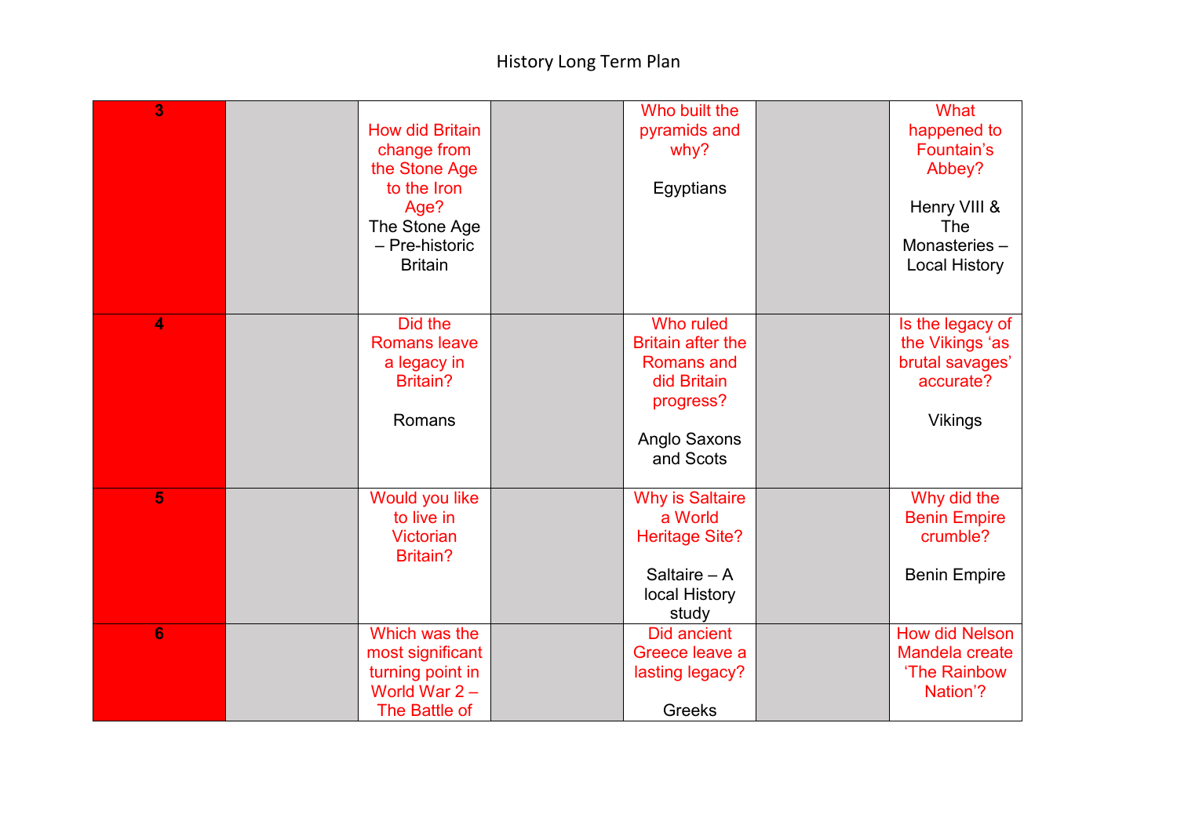# History Long Term Plan

| 3 | | How did Britain change from the Stone Age to the Iron Age? The Stone Age – Pre-historic Britain | | Who built the pyramids and why? Egyptians | | What happened to Fountain's Abbey? Henry VIII & The Monasteries – Local History |
|---|---|---|---|---|---|---|
| 4 | | Did the Romans leave a legacy in Britain? Romans | | Who ruled Britain after the Romans and did Britain progress? Anglo Saxons and Scots | | Is the legacy of the Vikings 'as brutal savages' accurate? Vikings |
| 5 | | Would you like to live in Victorian Britain? | | Why is Saltaire a World Heritage Site? Saltaire – A local History study | | Why did the Benin Empire crumble? Benin Empire |
| 6 | | Which was the most significant turning point in World War 2 – The Battle of | | Did ancient Greece leave a lasting legacy? Greeks | | How did Nelson Mandela create 'The Rainbow Nation'? |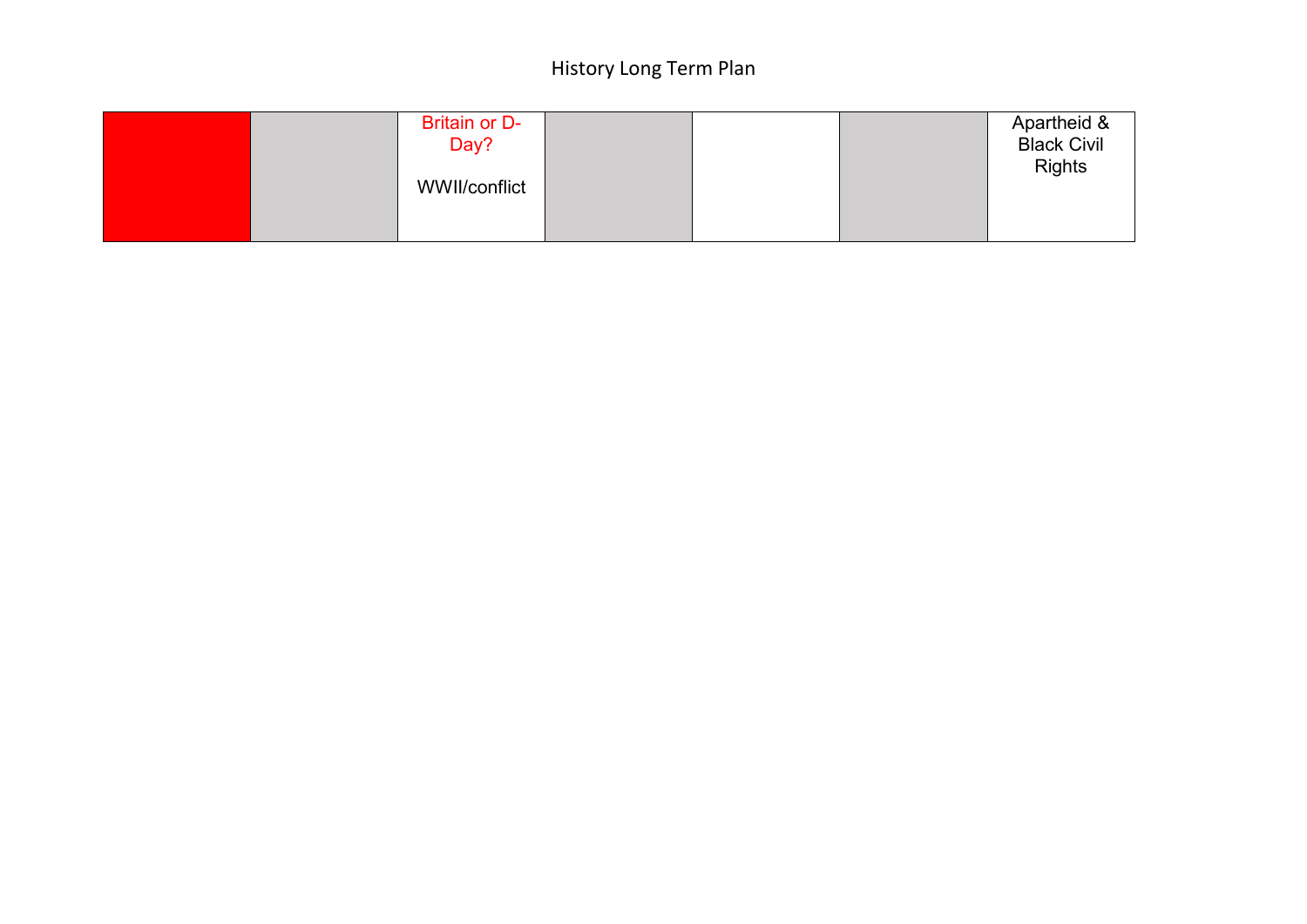History Long Term Plan

| | | | | | | |
|---|---|---|---|---|---|---|
| | | Britain or D-Day?<br><br>WWII/conflict | | | | Apartheid & Black Civil Rights |